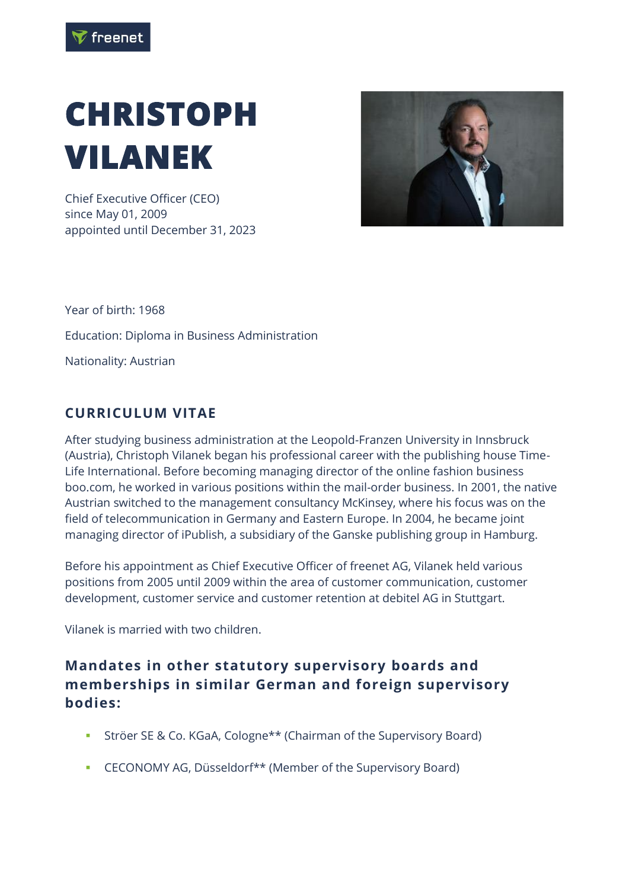# CHRISTOPH VILANEK

Chief Executive Officer (CEO)
since May 01, 2009
appointed until December 31, 2023

Year of birth: 1968

Education: Diploma in Business Administration

Nationality: Austrian

## CURRICULUM VITAE

After studying business administration at the Leopold-Franzen University in Innsbruck (Austria), Christoph Vilanek began his professional career with the publishing house Time-Life International. Before becoming managing director of the online fashion business boo.com, he worked in various positions within the mail-order business. In 2001, the native Austrian switched to the management consultancy McKinsey, where his focus was on the field of telecommunication in Germany and Eastern Europe. In 2004, he became joint managing director of iPublish, a subsidiary of the Ganske publishing group in Hamburg.

Before his appointment as Chief Executive Officer of freenet AG, Vilanek held various positions from 2005 until 2009 within the area of customer communication, customer development, customer service and customer retention at debitel AG in Stuttgart.

Vilanek is married with two children.

### Mandates in other statutory supervisory boards and memberships in similar German and foreign supervisory bodies:

- Ströer SE & Co. KGaA, Cologne** (Chairman of the Supervisory Board)
- CECONOMY AG, Düsseldorf** (Member of the Supervisory Board)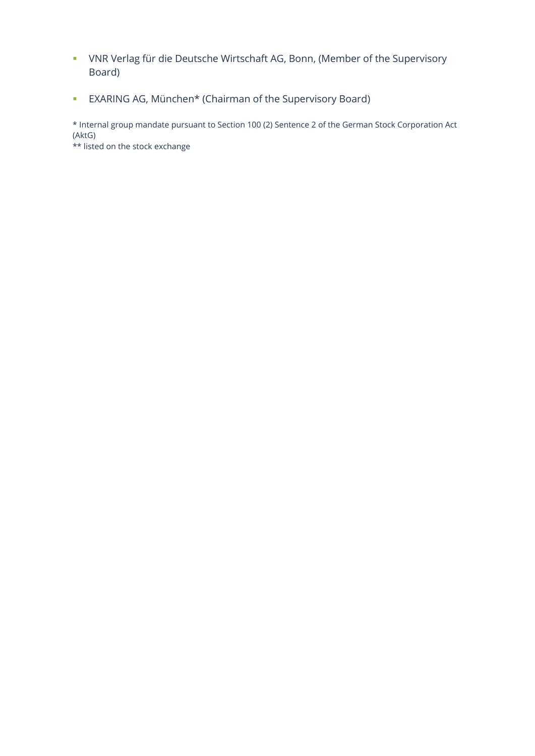- VNR Verlag für die Deutsche Wirtschaft AG, Bonn, (Member of the Supervisory Board)
- EXARING AG, München* (Chairman of the Supervisory Board)

* Internal group mandate pursuant to Section 100 (2) Sentence 2 of the German Stock Corporation Act (AktG)
** listed on the stock exchange